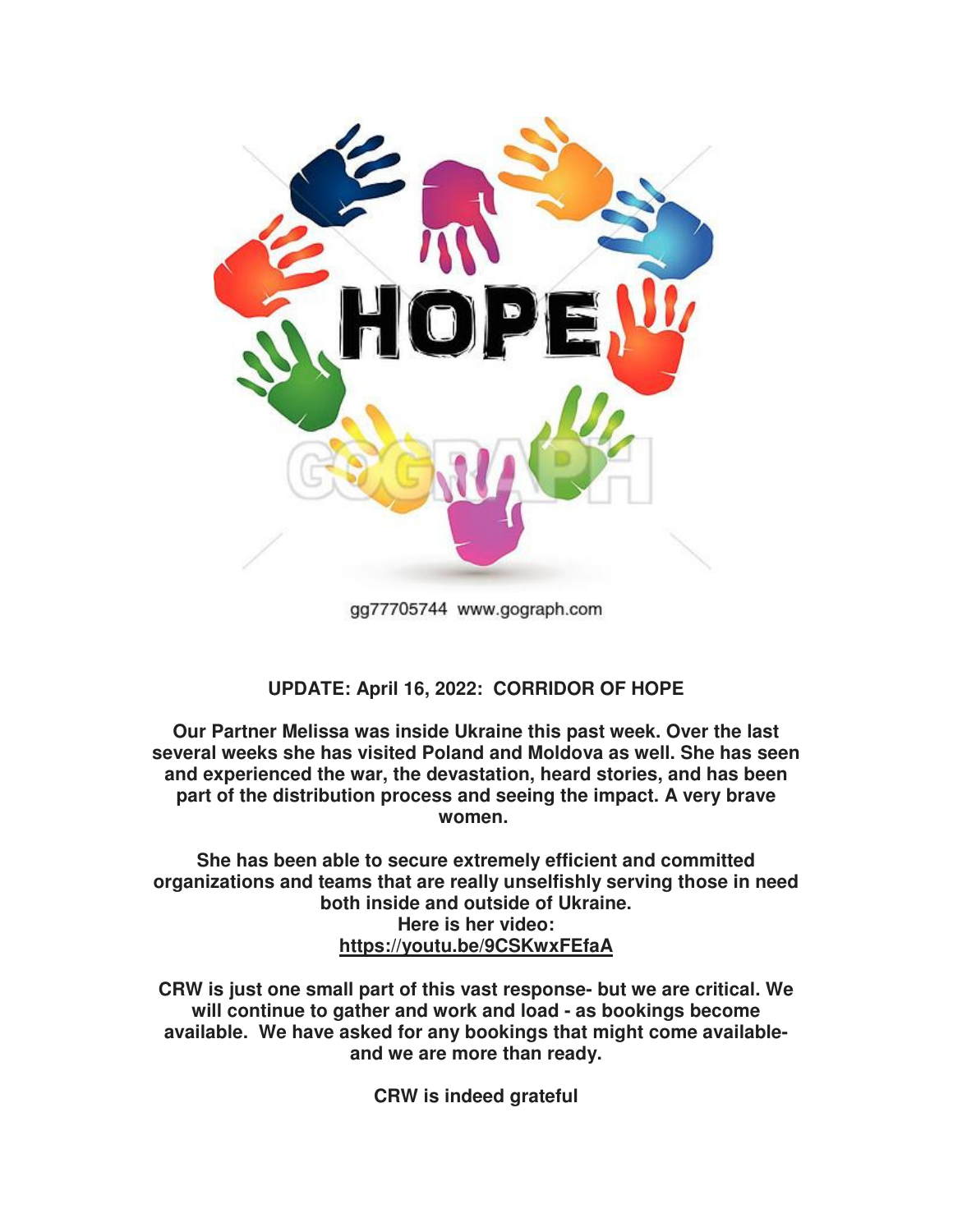**UPDATE: April 16, 2022: CORRIDOR OF HOPE**

**Our Partner Melissa was inside Ukraine this past week. Over the last several weeks she has visited Poland and Moldova as well. She has seen and experienced the war, the devastation, heard stories, and has been part of the distribution process and seeing the impact. A very brave women.**

**She has been able to secure extremely efficient and committed organizations and teams that are really unselfishly serving those in need both inside and outside of Ukraine.**
**Here is her video:**
**https://youtu.be/9CSKwxFEfaA**

**CRW is just one small part of this vast response- but we are critical. We will continue to gather and work and load - as bookings become available. We have asked for any bookings that might come available- and we are more than ready.**

**CRW is indeed grateful**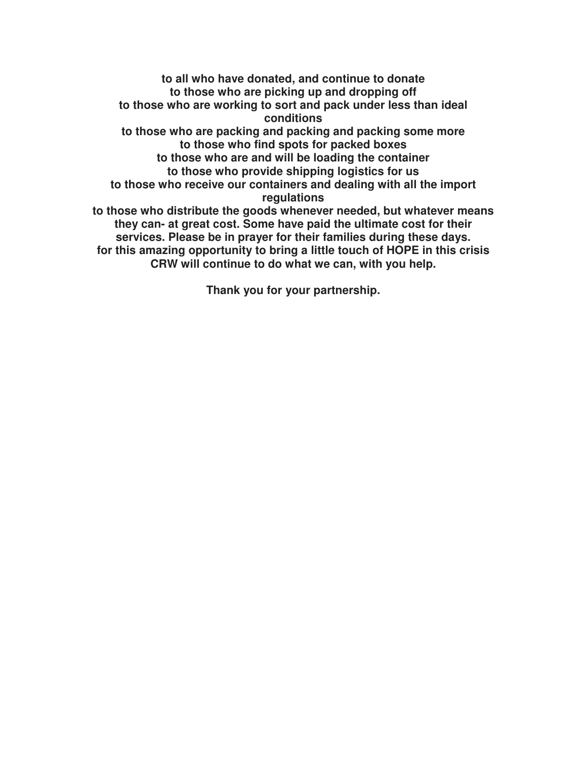**to all who have donated, and continue to donate**
**to those who are picking up and dropping off**
**to those who are working to sort and pack under less than ideal conditions**
**to those who are packing and packing and packing some more**
**to those who find spots for packed boxes**
**to those who are and will be loading the container**
**to those who provide shipping logistics for us**
**to those who receive our containers and dealing with all the import regulations**
**to those who distribute the goods whenever needed, but whatever means they can- at great cost. Some have paid the ultimate cost for their services. Please be in prayer for their families during these days.**
**for this amazing opportunity to bring a little touch of HOPE in this crisis**
**CRW will continue to do what we can, with you help.**

**Thank you for your partnership.**